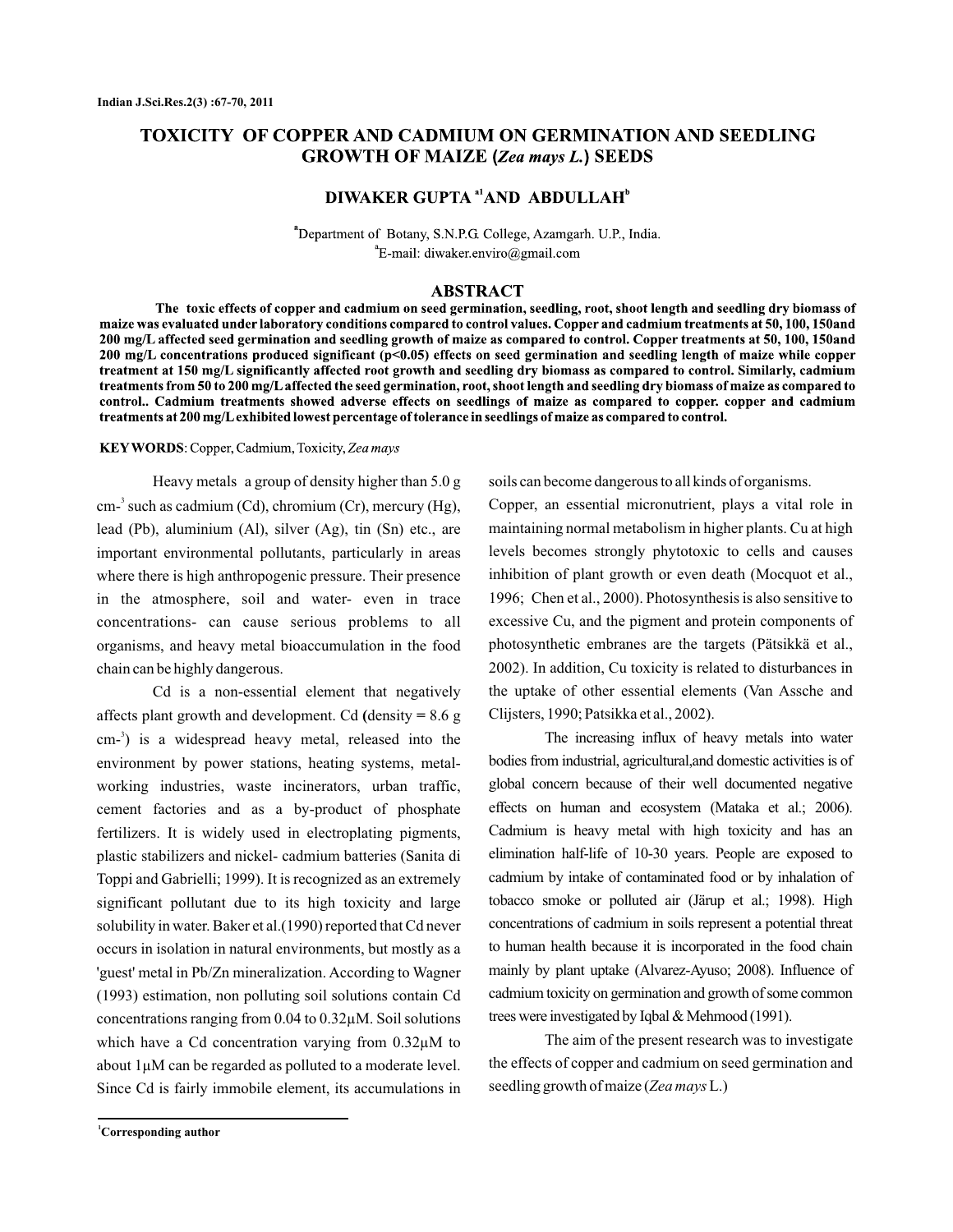# TOXICITY OF COPPER AND CADMIUM ON GERMINATION AND SEEDLING GROWTH OF MAIZE (*Zea mays L.*) SEEDS

**DIWAKER GUPTA [a1] AND ABDULLAH [b]**

[a]Department of Botany, S.N.P.G. College, Azamgarh. U.P., India.
[a]E-mail: diwaker.enviro@gmail.com

## ABSTRACT

**The toxic effects of copper and cadmium on seed germination, seedling, root, shoot length and seedling dry biomass of maize was evaluated under laboratory conditions compared to control values. Copper and cadmium treatments at 50, 100, 150and 200 mg/L affected seed germination and seedling growth of maize as compared to control. Copper treatments at 50, 100, 150and 200 mg/L concentrations produced significant ($p<0.05$) effects on seed germination and seedling length of maize while copper treatment at 150 mg/L significantly affected root growth and seedling dry biomass as compared to control. Similarly, cadmium treatments from 50 to 200 mg/L affected the seed germination, root, shoot length and seedling dry biomass of maize as compared to control.. Cadmium treatments showed adverse effects on seedlings of maize as compared to copper. copper and cadmium treatments at 200 mg/L exhibited lowest percentage of tolerance in seedlings of maize as compared to control.**

**KEYWORDS**: Copper, Cadmium, Toxicity, *Zea mays*

Heavy metals a group of density higher than 5.0 g $cm^{-3}$ such as cadmium (Cd), chromium (Cr), mercury (Hg), lead (Pb), aluminium (Al), silver (Ag), tin (Sn) etc., are important environmental pollutants, particularly in areas where there is high anthropogenic pressure. Their presence in the atmosphere, soil and water- even in trace concentrations- can cause serious problems to all organisms, and heavy metal bioaccumulation in the food chain can be highly dangerous.

Cd is a non-essential element that negatively affects plant growth and development. Cd (density = 8.6 g $cm^{-3}$) is a widespread heavy metal, released into the environment by power stations, heating systems, metal-working industries, waste incinerators, urban traffic, cement factories and as a by-product of phosphate fertilizers. It is widely used in electroplating pigments, plastic stabilizers and nickel- cadmium batteries (Sanita di Toppi and Gabrielli; 1999). It is recognized as an extremely significant pollutant due to its high toxicity and large solubility in water. Baker et al.(1990) reported that Cd never occurs in isolation in natural environments, but mostly as a 'guest' metal in Pb/Zn mineralization. According to Wagner (1993) estimation, non polluting soil solutions contain Cd concentrations ranging from 0.04 to 0.32μM. Soil solutions which have a Cd concentration varying from 0.32μM to about 1μM can be regarded as polluted to a moderate level. Since Cd is fairly immobile element, its accumulations in soils can become dangerous to all kinds of organisms.

Copper, an essential micronutrient, plays a vital role in maintaining normal metabolism in higher plants. Cu at high levels becomes strongly phytotoxic to cells and causes inhibition of plant growth or even death (Mocquot et al., 1996; Chen et al., 2000). Photosynthesis is also sensitive to excessive Cu, and the pigment and protein components of photosynthetic embranes are the targets (Pätsikkä et al., 2002). In addition, Cu toxicity is related to disturbances in the uptake of other essential elements (Van Assche and Clijsters, 1990; Patsikka et al., 2002).

The increasing influx of heavy metals into water bodies from industrial, agricultural,and domestic activities is of global concern because of their well documented negative effects on human and ecosystem (Mataka et al.; 2006). Cadmium is heavy metal with high toxicity and has an elimination half-life of 10-30 years. People are exposed to cadmium by intake of contaminated food or by inhalation of tobacco smoke or polluted air (Järup et al.; 1998). High concentrations of cadmium in soils represent a potential threat to human health because it is incorporated in the food chain mainly by plant uptake (Alvarez-Ayuso; 2008). Influence of cadmium toxicity on germination and growth of some common trees were investigated by Iqbal & Mehmood (1991).

The aim of the present research was to investigate the effects of copper and cadmium on seed germination and seedling growth of maize (*Zea mays* L.)

[1]Corresponding author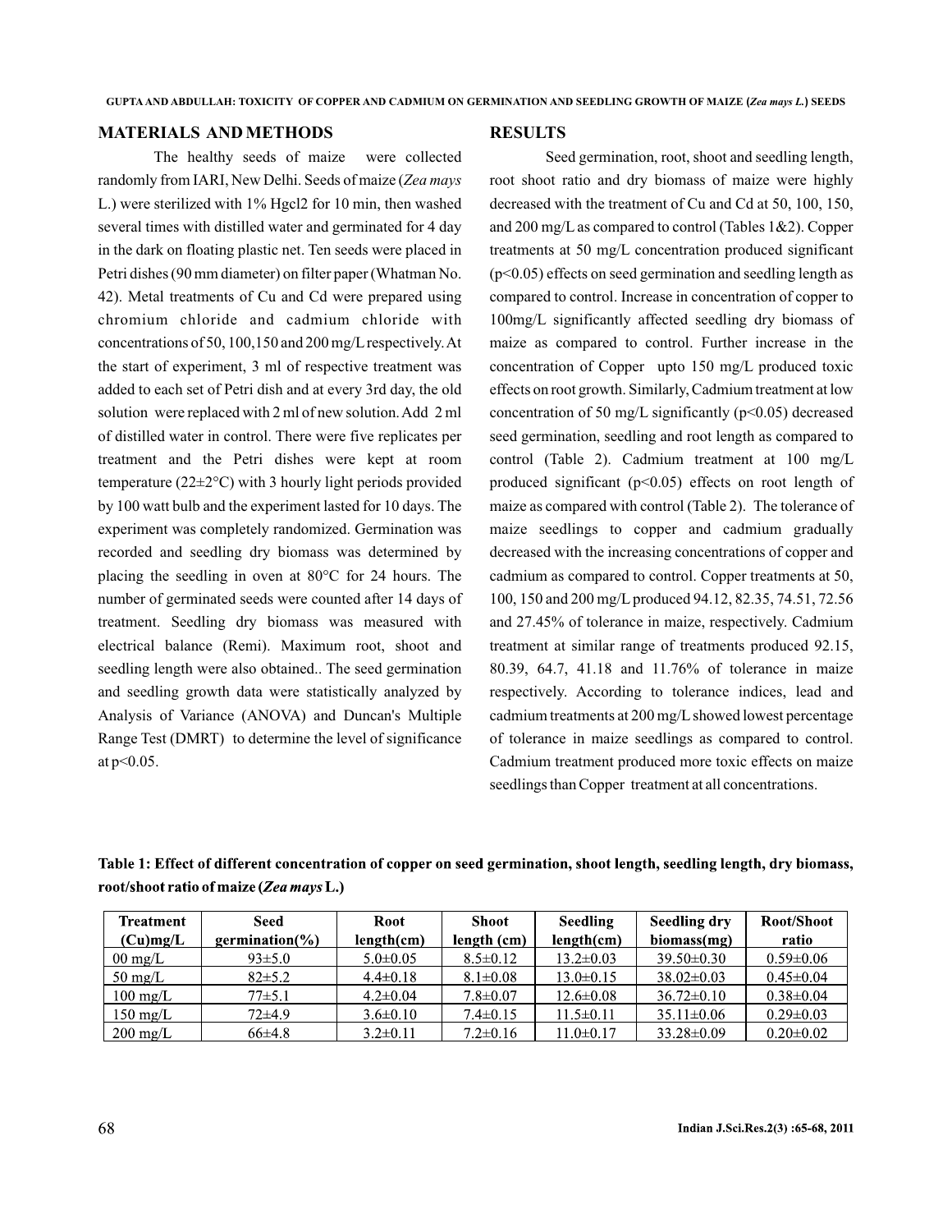## MATERIALS AND METHODS

The healthy seeds of maize were collected randomly from IARI, New Delhi. Seeds of maize (*Zea mays* L.) were sterilized with 1% Hgcl2 for 10 min, then washed several times with distilled water and germinated for 4 day in the dark on floating plastic net. Ten seeds were placed in Petri dishes (90 mm diameter) on filter paper (Whatman No. 42). Metal treatments of Cu and Cd were prepared using chromium chloride and cadmium chloride with concentrations of 50, 100,150 and 200 mg/L respectively. At the start of experiment, 3 ml of respective treatment was added to each set of Petri dish and at every 3rd day, the old solution were replaced with 2 ml of new solution. Add 2 ml of distilled water in control. There were five replicates per treatment and the Petri dishes were kept at room temperature (22±2°C) with 3 hourly light periods provided by 100 watt bulb and the experiment lasted for 10 days. The experiment was completely randomized. Germination was recorded and seedling dry biomass was determined by placing the seedling in oven at 80°C for 24 hours. The number of germinated seeds were counted after 14 days of treatment. Seedling dry biomass was measured with electrical balance (Remi). Maximum root, shoot and seedling length were also obtained.. The seed germination and seedling growth data were statistically analyzed by Analysis of Variance (ANOVA) and Duncan's Multiple Range Test (DMRT) to determine the level of significance at $p<0.05$.

## RESULTS

Seed germination, root, shoot and seedling length, root shoot ratio and dry biomass of maize were highly decreased with the treatment of Cu and Cd at 50, 100, 150, and 200 mg/L as compared to control (Tables 1&2). Copper treatments at 50 mg/L concentration produced significant ($p<0.05$) effects on seed germination and seedling length as compared to control. Increase in concentration of copper to 100mg/L significantly affected seedling dry biomass of maize as compared to control. Further increase in the concentration of Copper upto 150 mg/L produced toxic effects on root growth. Similarly, Cadmium treatment at low concentration of 50 mg/L significantly ($p<0.05$) decreased seed germination, seedling and root length as compared to control (Table 2). Cadmium treatment at 100 mg/L produced significant ($p<0.05$) effects on root length of maize as compared with control (Table 2). The tolerance of maize seedlings to copper and cadmium gradually decreased with the increasing concentrations of copper and cadmium as compared to control. Copper treatments at 50, 100, 150 and 200 mg/L produced 94.12, 82.35, 74.51, 72.56 and 27.45% of tolerance in maize, respectively. Cadmium treatment at similar range of treatments produced 92.15, 80.39, 64.7, 41.18 and 11.76% of tolerance in maize respectively. According to tolerance indices, lead and cadmium treatments at 200 mg/L showed lowest percentage of tolerance in maize seedlings as compared to control. Cadmium treatment produced more toxic effects on maize seedlings than Copper treatment at all concentrations.

**Table 1: Effect of different concentration of copper on seed germination, shoot length, seedling length, dry biomass, root/shoot ratio of maize (*Zea mays* L.)**

| Treatment (Cu)mg/L | Seed germination(%) | Root length(cm) | Shoot length (cm) | Seedling length(cm) | Seedling dry biomass(mg) | Root/Shoot ratio |
|---|---|---|---|---|---|---|
| 00 mg/L | 93±5.0 | 5.0±0.05 | 8.5±0.12 | 13.2±0.03 | 39.50±0.30 | 0.59±0.06 |
| 50 mg/L | 82±5.2 | 4.4±0.18 | 8.1±0.08 | 13.0±0.15 | 38.02±0.03 | 0.45±0.04 |
| 100 mg/L | 77±5.1 | 4.2±0.04 | 7.8±0.07 | 12.6±0.08 | 36.72±0.10 | 0.38±0.04 |
| 150 mg/L | 72±4.9 | 3.6±0.10 | 7.4±0.15 | 11.5±0.11 | 35.11±0.06 | 0.29±0.03 |
| 200 mg/L | 66±4.8 | 3.2±0.11 | 7.2±0.16 | 11.0±0.17 | 33.28±0.09 | 0.20±0.02 |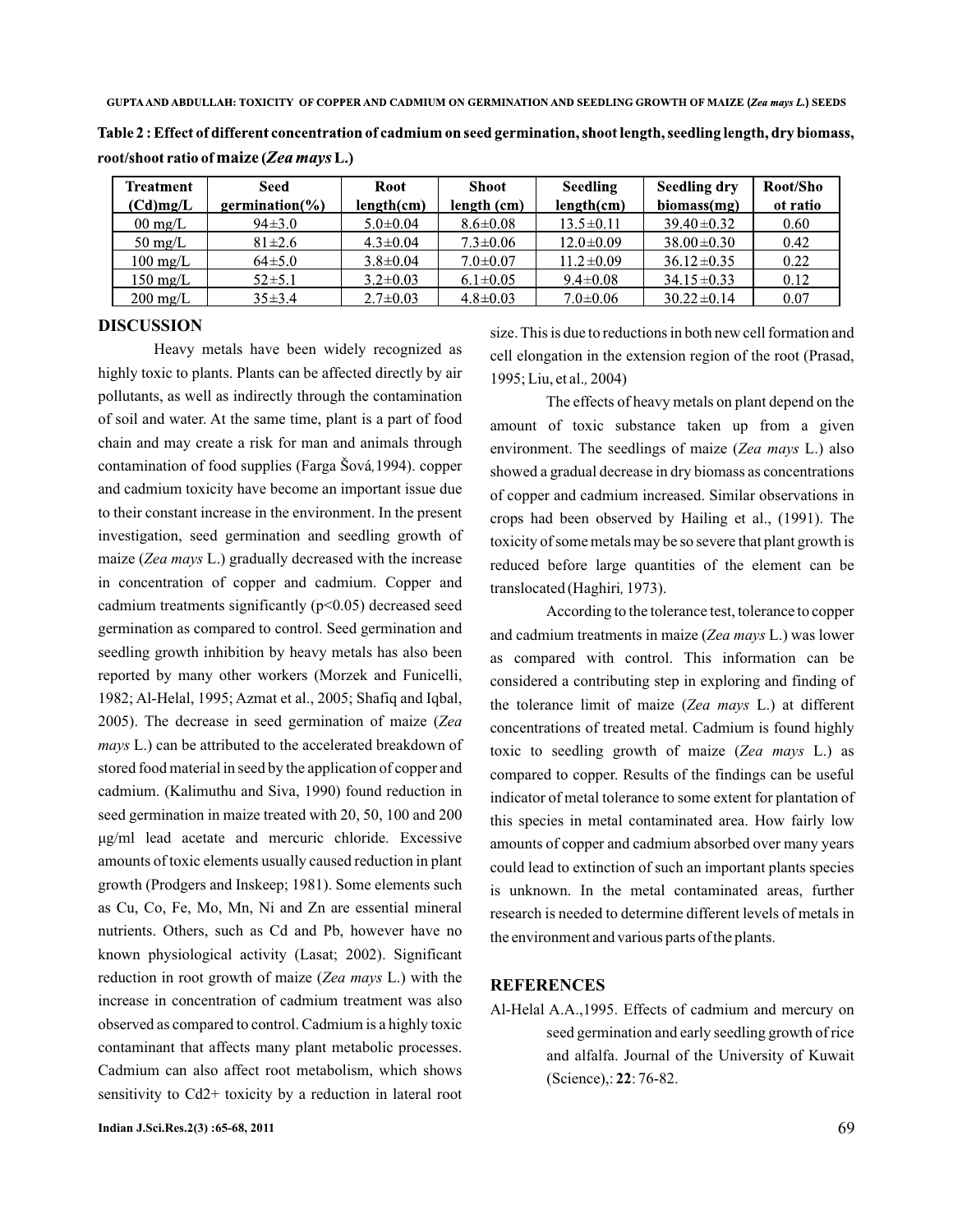**Table 2 : Effect of different concentration of cadmium on seed germination, shoot length, seedling length, dry biomass, root/shoot ratio of maize (*Zea mays* L.)**

| Treatment (Cd)mg/L | Seed germination(%) | Root length(cm) | Shoot length (cm) | Seedling length(cm) | Seedling dry biomass(mg) | Root/Shoot ratio |
|---|---|---|---|---|---|---|
| 00 mg/L | 94±3.0 | 5.0±0.04 | 8.6±0.08 | 13.5±0.11 | 39.40±0.32 | 0.60 |
| 50 mg/L | 81±2.6 | 4.3±0.04 | 7.3±0.06 | 12.0±0.09 | 38.00±0.30 | 0.42 |
| 100 mg/L | 64±5.0 | 3.8±0.04 | 7.0±0.07 | 11.2±0.09 | 36.12±0.35 | 0.22 |
| 150 mg/L | 52±5.1 | 3.2±0.03 | 6.1±0.05 | 9.4±0.08 | 34.15±0.33 | 0.12 |
| 200 mg/L | 35±3.4 | 2.7±0.03 | 4.8±0.03 | 7.0±0.06 | 30.22±0.14 | 0.07 |

## DISCUSSION

Heavy metals have been widely recognized as highly toxic to plants. Plants can be affected directly by air pollutants, as well as indirectly through the contamination of soil and water. At the same time, plant is a part of food chain and may create a risk for man and animals through contamination of food supplies (Farga Šová,1994). copper and cadmium toxicity have become an important issue due to their constant increase in the environment. In the present investigation, seed germination and seedling growth of maize (*Zea mays* L.) gradually decreased with the increase in concentration of copper and cadmium. Copper and cadmium treatments significantly ($p<0.05$) decreased seed germination as compared to control. Seed germination and seedling growth inhibition by heavy metals has also been reported by many other workers (Morzek and Funicelli, 1982; Al-Helal, 1995; Azmat et al., 2005; Shafiq and Iqbal, 2005). The decrease in seed germination of maize (*Zea mays* L.) can be attributed to the accelerated breakdown of stored food material in seed by the application of copper and cadmium. (Kalimuthu and Siva, 1990) found reduction in seed germination in maize treated with 20, 50, 100 and 200 μg/ml lead acetate and mercuric chloride. Excessive amounts of toxic elements usually caused reduction in plant growth (Prodgers and Inskeep; 1981). Some elements such as Cu, Co, Fe, Mo, Mn, Ni and Zn are essential mineral nutrients. Others, such as Cd and Pb, however have no known physiological activity (Lasat; 2002). Significant reduction in root growth of maize (*Zea mays* L.) with the increase in concentration of cadmium treatment was also observed as compared to control. Cadmium is a highly toxic contaminant that affects many plant metabolic processes. Cadmium can also affect root metabolism, which shows sensitivity to $Cd^{2+}$ toxicity by a reduction in lateral root size. This is due to reductions in both new cell formation and cell elongation in the extension region of the root (Prasad, 1995; Liu, et al., 2004)

The effects of heavy metals on plant depend on the amount of toxic substance taken up from a given environment. The seedlings of maize (*Zea mays* L.) also showed a gradual decrease in dry biomass as concentrations of copper and cadmium increased. Similar observations in crops had been observed by Hailing et al., (1991). The toxicity of some metals may be so severe that plant growth is reduced before large quantities of the element can be translocated (Haghiri, 1973).

According to the tolerance test, tolerance to copper and cadmium treatments in maize (*Zea mays* L.) was lower as compared with control. This information can be considered a contributing step in exploring and finding of the tolerance limit of maize (*Zea mays* L.) at different concentrations of treated metal. Cadmium is found highly toxic to seedling growth of maize (*Zea mays* L.) as compared to copper. Results of the findings can be useful indicator of metal tolerance to some extent for plantation of this species in metal contaminated area. How fairly low amounts of copper and cadmium absorbed over many years could lead to extinction of such an important plants species is unknown. In the metal contaminated areas, further research is needed to determine different levels of metals in the environment and various parts of the plants.

## REFERENCES

Al-Helal A.A.,1995. Effects of cadmium and mercury on seed germination and early seedling growth of rice and alfalfa. Journal of the University of Kuwait (Science),: **22**: 76-82.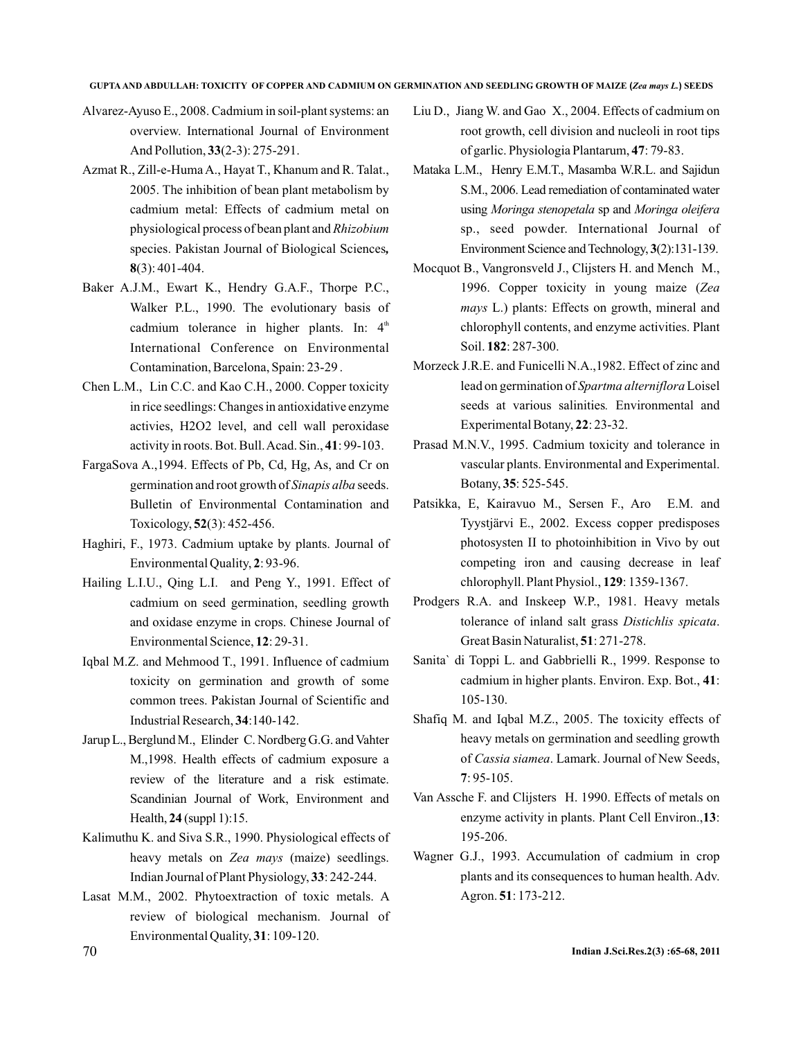Alvarez-Ayuso E., 2008. Cadmium in soil-plant systems: an overview. International Journal of Environment And Pollution, **33**(2-3): 275-291.

Azmat R., Zill-e-Huma A., Hayat T., Khanum and R. Talat., 2005. The inhibition of bean plant metabolism by cadmium metal: Effects of cadmium metal on physiological process of bean plant and *Rhizobium* species. Pakistan Journal of Biological Sciences**,** **8**(3): 401-404.

Baker A.J.M., Ewart K., Hendry G.A.F., Thorpe P.C., Walker P.L., 1990. The evolutionary basis of cadmium tolerance in higher plants. In: 4th International Conference on Environmental Contamination, Barcelona, Spain: 23-29 .

Chen L.M., Lin C.C. and Kao C.H., 2000. Copper toxicity in rice seedlings: Changes in antioxidative enzyme activies, H2O2 level, and cell wall peroxidase activity in roots. Bot. Bull. Acad. Sin., **41**: 99-103.

FargaSova A.,1994. Effects of Pb, Cd, Hg, As, and Cr on germination and root growth of *Sinapis alba* seeds. Bulletin of Environmental Contamination and Toxicology, **52**(3): 452-456.

Haghiri, F., 1973. Cadmium uptake by plants. Journal of Environmental Quality, **2**: 93-96.

Hailing L.I.U., Qing L.I. and Peng Y., 1991. Effect of cadmium on seed germination, seedling growth and oxidase enzyme in crops. Chinese Journal of Environmental Science, **12**: 29-31.

Iqbal M.Z. and Mehmood T., 1991. Influence of cadmium toxicity on germination and growth of some common trees. Pakistan Journal of Scientific and Industrial Research, **34**:140-142.

Jarup L., Berglund M., Elinder C. Nordberg G.G. and Vahter M.,1998. Health effects of cadmium exposure a review of the literature and a risk estimate. Scandinian Journal of Work, Environment and Health, **24** (suppl 1):15.

Kalimuthu K. and Siva S.R., 1990. Physiological effects of heavy metals on *Zea mays* (maize) seedlings. Indian Journal of Plant Physiology, **33**: 242-244.

Lasat M.M., 2002. Phytoextraction of toxic metals. A review of biological mechanism. Journal of Environmental Quality, **31**: 109-120.

Liu D., Jiang W. and Gao X., 2004. Effects of cadmium on root growth, cell division and nucleoli in root tips of garlic. Physiologia Plantarum, **47**: 79-83.

Mataka L.M., Henry E.M.T., Masamba W.R.L. and Sajidun S.M., 2006. Lead remediation of contaminated water using *Moringa stenopetala* sp and *Moringa oleifera* sp., seed powder. International Journal of Environment Science and Technology, **3**(2):131-139.

Mocquot B., Vangronsveld J., Clijsters H. and Mench M., 1996. Copper toxicity in young maize (*Zea mays* L.) plants: Effects on growth, mineral and chlorophyll contents, and enzyme activities. Plant Soil. **182**: 287-300.

Morzeck J.R.E. and Funicelli N.A.,1982. Effect of zinc and lead on germination of *Spartma alterniflora* Loisel seeds at various salinities*.* Environmental and Experimental Botany, **22**: 23-32.

Prasad M.N.V., 1995. Cadmium toxicity and tolerance in vascular plants. Environmental and Experimental. Botany, **35**: 525-545.

Patsikka, E, Kairavuo M., Sersen F., Aro E.M. and Tyystjärvi E., 2002. Excess copper predisposes photosysten II to photoinhibition in Vivo by out competing iron and causing decrease in leaf chlorophyll. Plant Physiol., **129**: 1359-1367.

Prodgers R.A. and Inskeep W.P., 1981. Heavy metals tolerance of inland salt grass *Distichlis spicata*. Great Basin Naturalist, **51**: 271-278.

Sanita` di Toppi L. and Gabbrielli R., 1999. Response to cadmium in higher plants. Environ. Exp. Bot., **41**: 105-130.

Shafiq M. and Iqbal M.Z., 2005. The toxicity effects of heavy metals on germination and seedling growth of *Cassia siamea*. Lamark. Journal of New Seeds, **7**: 95-105.

Van Assche F. and Clijsters H. 1990. Effects of metals on enzyme activity in plants. Plant Cell Environ.,**13**: 195-206.

Wagner G.J., 1993. Accumulation of cadmium in crop plants and its consequences to human health. Adv. Agron. **51**: 173-212.